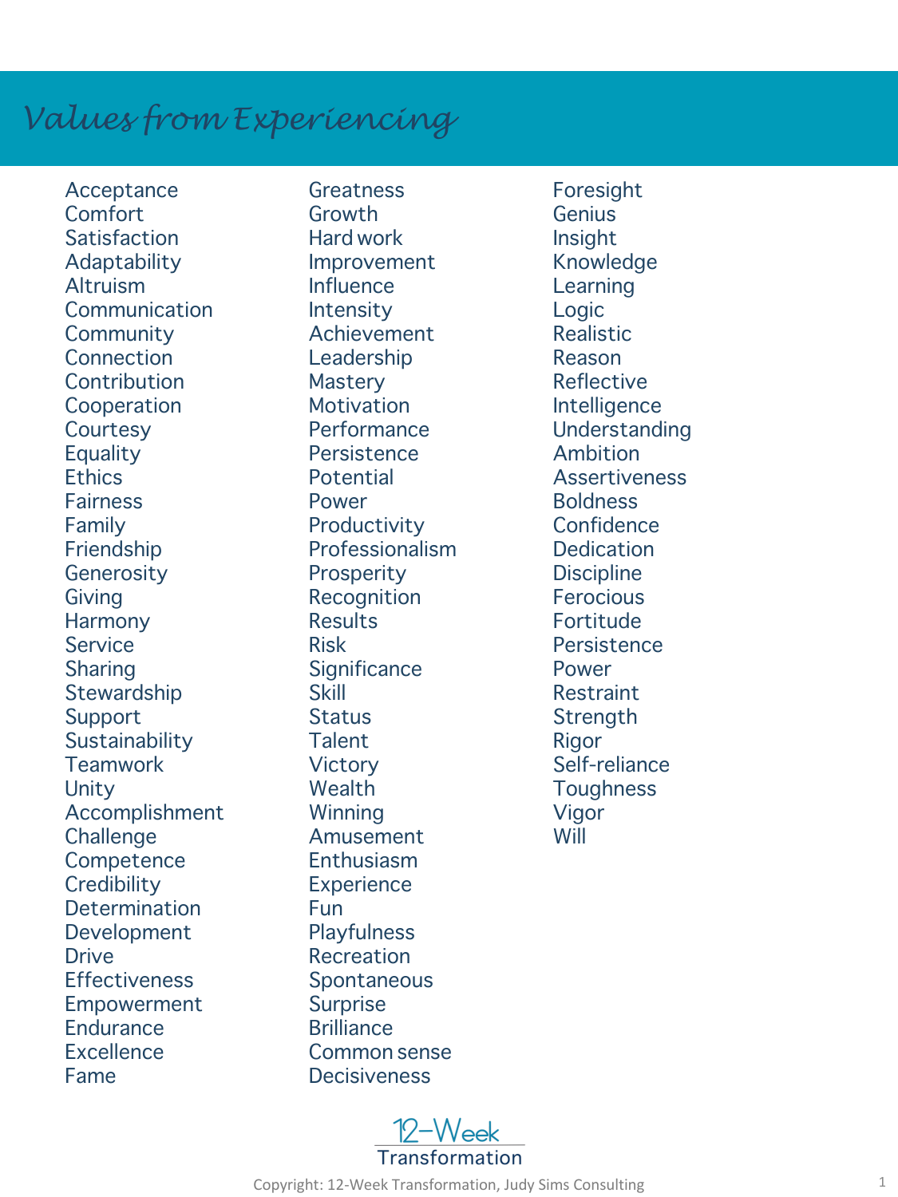# Values from Experiencing

- Acceptance
- Comfort
- Satisfaction
- Adaptability
- Altruism
- Communication
- Community
- Connection
- Contribution
- Cooperation
- Courtesy
- Equality
- Ethics
- Fairness
- Family
- Friendship
- Generosity
- Giving
- Harmony
- Service
- Sharing
- Stewardship
- Support
- Sustainability
- Teamwork
- Unity
- Accomplishment
- Challenge
- Competence
- Credibility
- Determination
- Development
- Drive
- Effectiveness
- Empowerment
- Endurance
- Excellence
- Fame
- Greatness
- Growth
- Hard work
- Improvement
- Influence
- Intensity
- Achievement
- Leadership
- Mastery
- Motivation
- Performance
- Persistence
- Potential
- Power
- Productivity
- Professionalism
- Prosperity
- Recognition
- Results
- Risk
- Significance
- Skill
- Status
- Talent
- Victory
- Wealth
- Winning
- Amusement
- Enthusiasm
- Experience
- Fun
- Playfulness
- Recreation
- Spontaneous
- Surprise
- Brilliance
- Common sense
- Decisiveness
- Foresight
- Genius
- Insight
- Knowledge
- Learning
- Logic
- Realistic
- Reason
- Reflective
- Intelligence
- Understanding
- Ambition
- Assertiveness
- Boldness
- Confidence
- Dedication
- Discipline
- Ferocious
- Fortitude
- Persistence
- Power
- Restraint
- Strength
- Rigor
- Self-reliance
- Toughness
- Vigor
- Will

12-Week Transformation

Copyright: 12-Week Transformation, Judy Sims Consulting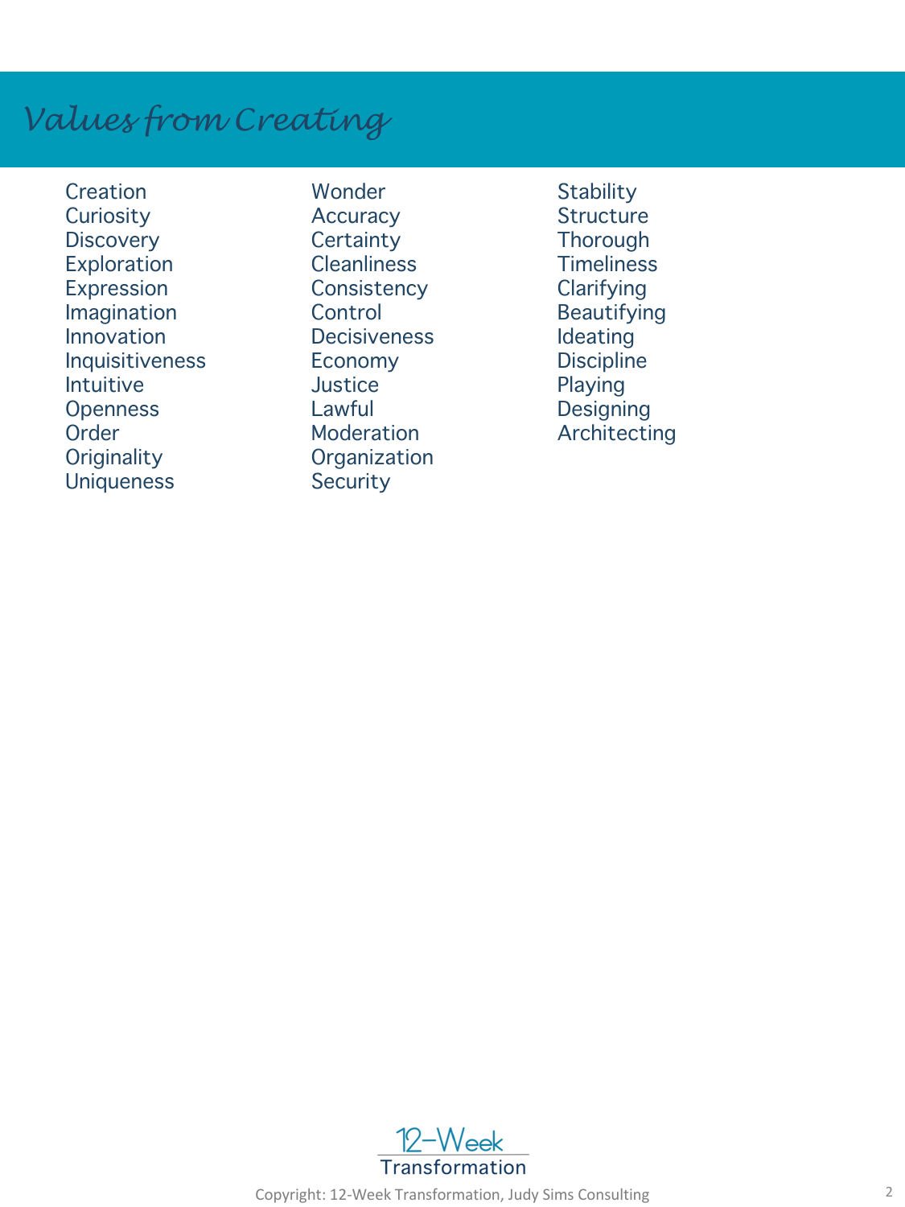# Values from Creating

Creation
Curiosity
Discovery
Exploration
Expression
Imagination
Innovation
Inquisitiveness
Intuitive
Openness
Order
Originality
Uniqueness

Wonder
Accuracy
Certainty
Cleanliness
Consistency
Control
Decisiveness
Economy
Justice
Lawful
Moderation
Organization
Security

Stability
Structure
Thorough
Timeliness
Clarifying
Beautifying
Ideating
Discipline
Playing
Designing
Architecting

12-Week Transformation

Copyright: 12-Week Transformation, Judy Sims Consulting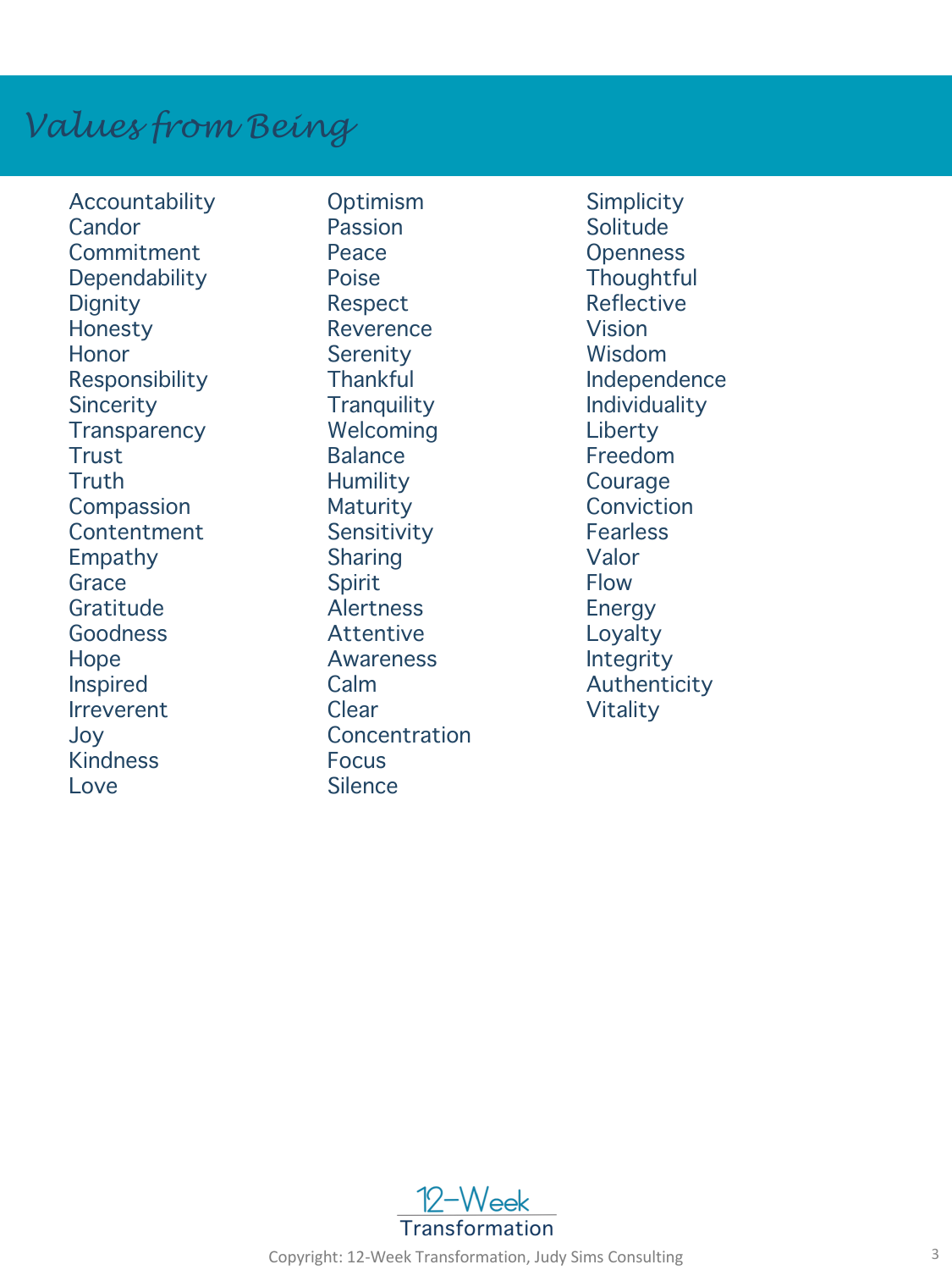# Values from Being

- Accountability
- Candor
- Commitment
- Dependability
- Dignity
- Honesty
- Honor
- Responsibility
- Sincerity
- Transparency
- Trust
- Truth
- Compassion
- Contentment
- Empathy
- Grace
- Gratitude
- Goodness
- Hope
- Inspired
- Irreverent
- Joy
- Kindness
- Love
- Optimism
- Passion
- Peace
- Poise
- Respect
- Reverence
- Serenity
- Thankful
- Tranquility
- Welcoming
- Balance
- Humility
- Maturity
- Sensitivity
- Sharing
- Spirit
- Alertness
- Attentive
- Awareness
- Calm
- Clear
- Concentration
- Focus
- Silence
- Simplicity
- Solitude
- Openness
- Thoughtful
- Reflective
- Vision
- Wisdom
- Independence
- Individuality
- Liberty
- Freedom
- Courage
- Conviction
- Fearless
- Valor
- Flow
- Energy
- Loyalty
- Integrity
- Authenticity
- Vitality

12-Week Transformation

Copyright: 12-Week Transformation, Judy Sims Consulting